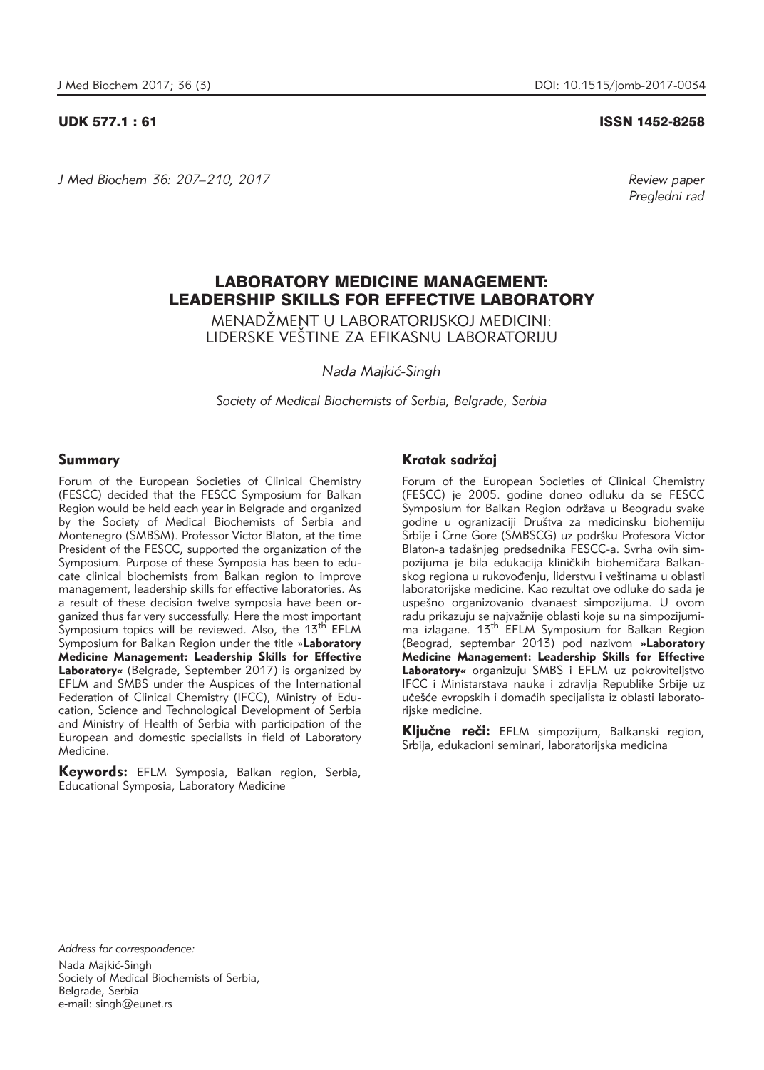UDK 577.1 : 61 ISSN 1452-8258

*J Med Biochem 36: 207–210, 2017*

*Review paper*
*Pregledni rad*

# LABORATORY MEDICINE MANAGEMENT: LEADERSHIP SKILLS FOR EFFECTIVE LABORATORY

MENADŽMENT U LABORATORIJSKOJ MEDICINI: LIDERSKE VEŠTINE ZA EFIKASNU LABORATORIJU

*Nada Majkić-Singh*

*Society of Medical Biochemists of Serbia, Belgrade, Serbia*

## Summary

Forum of the European Societies of Clinical Chemistry (FESCC) decided that the FESCC Symposium for Balkan Region would be held each year in Belgrade and organized by the Society of Medical Biochemists of Serbia and Montenegro (SMBSM). Professor Victor Blaton, at the time President of the FESCC, supported the organization of the Symposium. Purpose of these Symposia has been to educate clinical biochemists from Balkan region to improve management, leadership skills for effective laboratories. As a result of these decision twelve symposia have been organized thus far very successfully. Here the most important Symposium topics will be reviewed. Also, the 13$^{th}$ EFLM Symposium for Balkan Region under the title »**Laboratory Medicine Management: Leadership Skills for Effective Laboratory**« (Belgrade, September 2017) is organized by EFLM and SMBS under the Auspices of the International Federation of Clinical Chemistry (IFCC), Ministry of Education, Science and Technological Development of Serbia and Ministry of Health of Serbia with participation of the European and domestic specialists in field of Laboratory Medicine.

**Keywords:** EFLM Symposia, Balkan region, Serbia, Educational Symposia, Laboratory Medicine

## Kratak sadržaj

Forum of the European Societies of Clinical Chemistry (FESCC) je 2005. godine doneo odluku da se FESCC Symposium for Balkan Region održava u Beogradu svake godine u ogranizaciji Društva za medicinsku biohemiju Srbije i Crne Gore (SMBSCG) uz podršku Profesora Victor Blaton-a tadašnjeg predsednika FESCC-a. Svrha ovih simpozijuma je bila edukacija kliničkih biohemičara Balkanskog regiona u rukovođenju, liderstvu i veštinama u oblasti laboratorijske medicine. Kao rezultat ove odluke do sada je uspešno organizovanio dvanaest simpozijuma. U ovom radu prikazuju se najvažnije oblasti koje su na simpozijumima izlagane. 13$^{th}$ EFLM Symposium for Balkan Region (Beograd, septembar 2013) pod nazivom **»Laboratory Medicine Management: Leadership Skills for Effective Laboratory«** organizuju SMBS i EFLM uz pokroviteljstvo IFCC i Ministarstava nauke i zdravlja Republike Srbije uz učešće evropskih i domaćih specijalista iz oblasti laboratorijske medicine.

**Ključne reči:** EFLM simpozijum, Balkanski region, Srbija, edukacioni seminari, laboratorijska medicina

---

*Address for correspondence:*

Nada Majkić-Singh
Society of Medical Biochemists of Serbia,
Belgrade, Serbia
e-mail: singh@eunet.rs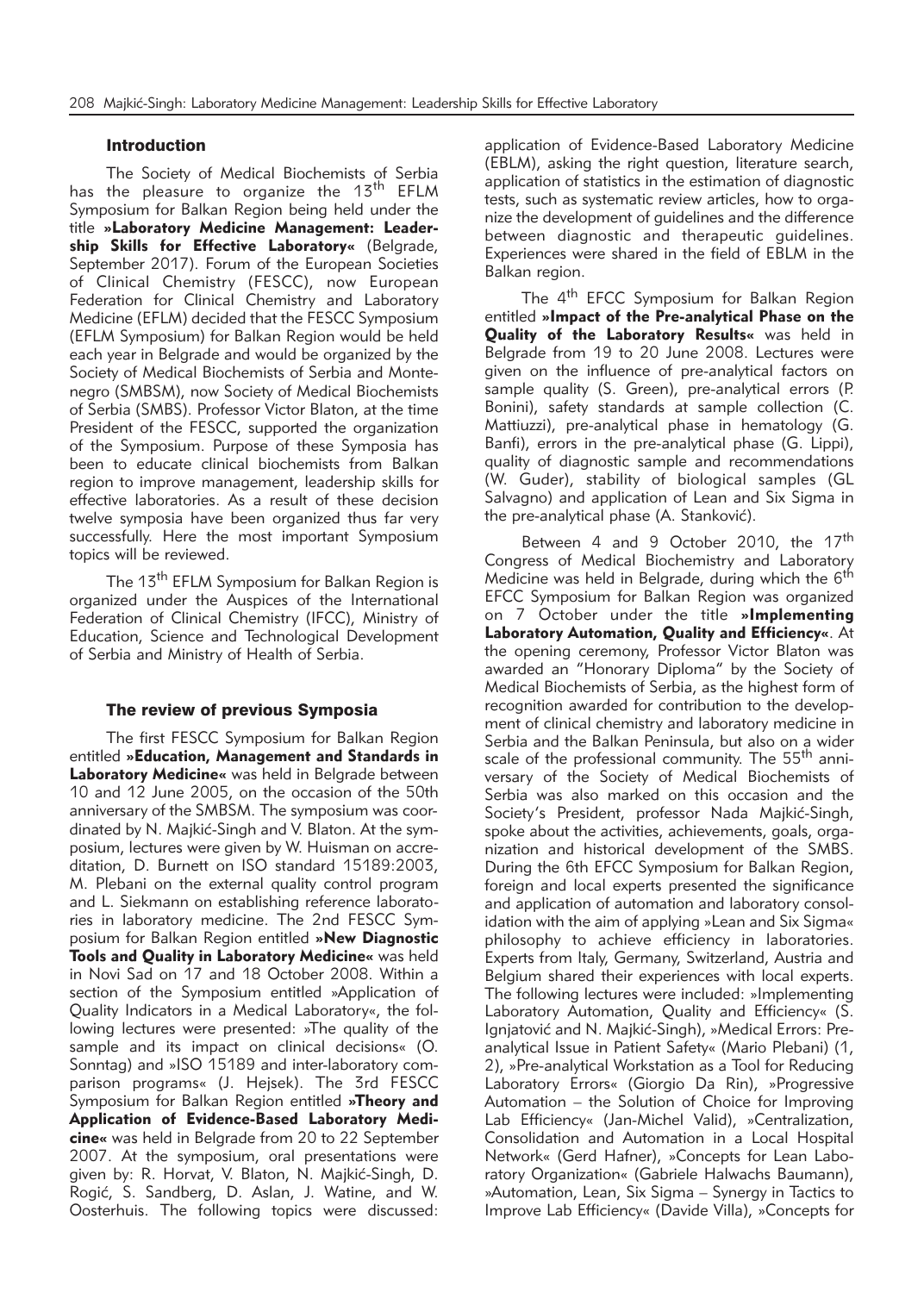## Introduction

The Society of Medical Biochemists of Serbia has the pleasure to organize the 13$^{th}$ EFLM Symposium for Balkan Region being held under the title **»Laboratory Medicine Management: Leadership Skills for Effective Laboratory«** (Belgrade, September 2017). Forum of the European Societies of Clinical Chemistry (FESCC), now European Federation for Clinical Chemistry and Laboratory Medicine (EFLM) decided that the FESCC Symposium (EFLM Symposium) for Balkan Region would be held each year in Belgrade and would be organized by the Society of Medical Biochemists of Serbia and Montenegro (SMBSM), now Society of Medical Biochemists of Serbia (SMBS). Professor Victor Blaton, at the time President of the FESCC, supported the organization of the Symposium. Purpose of these Symposia has been to educate clinical biochemists from Balkan region to improve management, leadership skills for effective laboratories. As a result of these decision twelve symposia have been organized thus far very successfully. Here the most important Symposium topics will be reviewed.

The 13$^{th}$ EFLM Symposium for Balkan Region is organized under the Auspices of the International Federation of Clinical Chemistry (IFCC), Ministry of Education, Science and Technological Development of Serbia and Ministry of Health of Serbia.

## The review of previous Symposia

The first FESCC Symposium for Balkan Region entitled **»Education, Management and Standards in Laboratory Medicine«** was held in Belgrade between 10 and 12 June 2005, on the occasion of the 50th anniversary of the SMBSM. The symposium was coordinated by N. Majkić-Singh and V. Blaton. At the symposium, lectures were given by W. Huisman on accreditation, D. Burnett on ISO standard 15189:2003, M. Plebani on the external quality control program and L. Siekmann on establishing reference laboratories in laboratory medicine. The 2nd FESCC Symposium for Balkan Region entitled **»New Diagnostic Tools and Quality in Laboratory Medicine«** was held in Novi Sad on 17 and 18 October 2008. Within a section of the Symposium entitled »Application of Quality Indicators in a Medical Laboratory«, the following lectures were presented: »The quality of the sample and its impact on clinical decisions« (O. Sonntag) and »ISO 15189 and inter-laboratory comparison programs« (J. Hejsek). The 3rd FESCC Symposium for Balkan Region entitled **»Theory and Application of Evidence-Based Laboratory Medicine«** was held in Belgrade from 20 to 22 September 2007. At the symposium, oral presentations were given by: R. Horvat, V. Blaton, N. Majkić-Singh, D. Rogić, S. Sandberg, D. Aslan, J. Watine, and W. Oosterhuis. The following topics were discussed: application of Evidence-Based Laboratory Medicine (EBLM), asking the right question, literature search, application of statistics in the estimation of diagnostic tests, such as systematic review articles, how to organize the development of guidelines and the difference between diagnostic and therapeutic guidelines. Experiences were shared in the field of EBLM in the Balkan region.

The 4$^{th}$ EFCC Symposium for Balkan Region entitled **»Impact of the Pre-analytical Phase on the Quality of the Laboratory Results«** was held in Belgrade from 19 to 20 June 2008. Lectures were given on the influence of pre-analytical factors on sample quality (S. Green), pre-analytical errors (P. Bonini), safety standards at sample collection (C. Mattiuzzi), pre-analytical phase in hematology (G. Banfi), errors in the pre-analytical phase (G. Lippi), quality of diagnostic sample and recommendations (W. Guder), stability of biological samples (GL Salvagno) and application of Lean and Six Sigma in the pre-analytical phase (A. Stanković).

Between 4 and 9 October 2010, the 17$^{th}$ Congress of Medical Biochemistry and Laboratory Medicine was held in Belgrade, during which the 6$^{th}$ EFCC Symposium for Balkan Region was organized on 7 October under the title **»Implementing Laboratory Automation, Quality and Efficiency«**. At the opening ceremony, Professor Victor Blaton was awarded an "Honorary Diploma" by the Society of Medical Biochemists of Serbia, as the highest form of recognition awarded for contribution to the development of clinical chemistry and laboratory medicine in Serbia and the Balkan Peninsula, but also on a wider scale of the professional community. The 55$^{th}$ anniversary of the Society of Medical Biochemists of Serbia was also marked on this occasion and the Society's President, professor Nada Majkić-Singh, spoke about the activities, achievements, goals, organization and historical development of the SMBS. During the 6th EFCC Symposium for Balkan Region, foreign and local experts presented the significance and application of automation and laboratory consolidation with the aim of applying »Lean and Six Sigma« philosophy to achieve efficiency in laboratories. Experts from Italy, Germany, Switzerland, Austria and Belgium shared their experiences with local experts. The following lectures were included: »Implementing Laboratory Automation, Quality and Efficiency« (S. Ignjatović and N. Majkić-Singh), »Medical Errors: Preanalytical Issue in Patient Safety« (Mario Plebani) (1, 2), »Pre-analytical Workstation as a Tool for Reducing Laboratory Errors« (Giorgio Da Rin), »Progressive Automation – the Solution of Choice for Improving Lab Efficiency« (Jan-Michel Valid), »Centralization, Consolidation and Automation in a Local Hospital Network« (Gerd Hafner), »Concepts for Lean Laboratory Organization« (Gabriele Halwachs Baumann), »Automation, Lean, Six Sigma – Synergy in Tactics to Improve Lab Efficiency« (Davide Villa), »Concepts for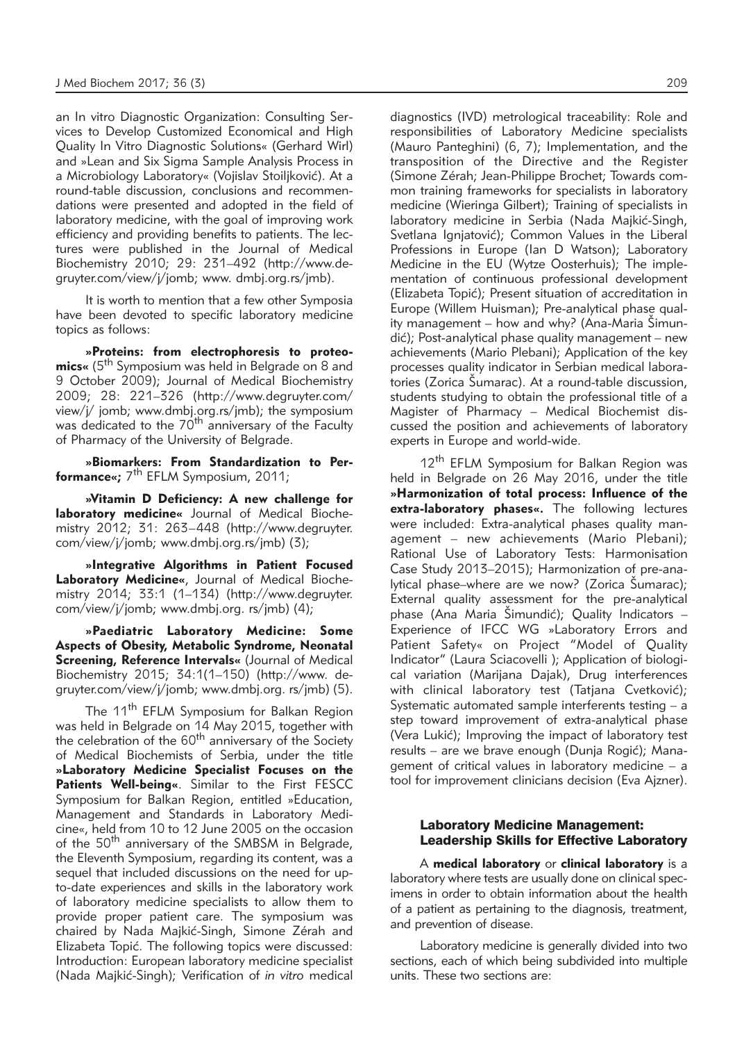an In vitro Diagnostic Organization: Consulting Services to Develop Customized Economical and High Quality In Vitro Diagnostic Solutions« (Gerhard Wirl) and »Lean and Six Sigma Sample Analysis Process in a Microbiology Laboratory« (Vojislav Stoiljković). At a round-table discussion, conclusions and recommendations were presented and adopted in the field of laboratory medicine, with the goal of improving work efficiency and providing benefits to patients. The lectures were published in the Journal of Medical Biochemistry 2010; 29: 231–492 (http://www.degruyter.com/view/j/jomb; www. dmbj.org.rs/jmb).

It is worth to mention that a few other Symposia have been devoted to specific laboratory medicine topics as follows:

**»Proteins: from electrophoresis to proteomics«** (5th Symposium was held in Belgrade on 8 and 9 October 2009); Journal of Medical Biochemistry 2009; 28: 221–326 (http://www.degruyter.com/view/j/ jomb; www.dmbj.org.rs/jmb); the symposium was dedicated to the 70th anniversary of the Faculty of Pharmacy of the University of Belgrade.

**»Biomarkers: From Standardization to Performance«;** 7th EFLM Symposium, 2011;

**»Vitamin D Deficiency: A new challenge for laboratory medicine«** Journal of Medical Biochemistry 2012; 31: 263–448 (http://www.degruyter.com/view/j/jomb; www.dmbj.org.rs/jmb) (3);

**»Integrative Algorithms in Patient Focused Laboratory Medicine«**, Journal of Medical Biochemistry 2014; 33:1 (1–134) (http://www.degruyter.com/view/j/jomb; www.dmbj.org. rs/jmb) (4);

**»Paediatric Laboratory Medicine: Some Aspects of Obesity, Metabolic Syndrome, Neonatal Screening, Reference Intervals«** (Journal of Medical Biochemistry 2015; 34:1(1–150) (http://www. degruyter.com/view/j/jomb; www.dmbj.org. rs/jmb) (5).

The 11th EFLM Symposium for Balkan Region was held in Belgrade on 14 May 2015, together with the celebration of the 60th anniversary of the Society of Medical Biochemists of Serbia, under the title **»Laboratory Medicine Specialist Focuses on the Patients Well-being«**. Similar to the First FESCC Symposium for Balkan Region, entitled »Education, Management and Standards in Laboratory Medicine«, held from 10 to 12 June 2005 on the occasion of the 50th anniversary of the SMBSM in Belgrade, the Eleventh Symposium, regarding its content, was a sequel that included discussions on the need for up-to-date experiences and skills in the laboratory work of laboratory medicine specialists to allow them to provide proper patient care. The symposium was chaired by Nada Majkić-Singh, Simone Zérah and Elizabeta Topić. The following topics were discussed: Introduction: European laboratory medicine specialist (Nada Majkić-Singh); Verification of *in vitro* medical diagnostics (IVD) metrological traceability: Role and responsibilities of Laboratory Medicine specialists (Mauro Panteghini) (6, 7); Implementation, and the transposition of the Directive and the Register (Simone Zérah; Jean-Philippe Brochet; Towards common training frameworks for specialists in laboratory medicine (Wieringa Gilbert); Training of specialists in laboratory medicine in Serbia (Nada Majkić-Singh, Svetlana Ignjatović); Common Values in the Liberal Professions in Europe (Ian D Watson); Laboratory Medicine in the EU (Wytze Oosterhuis); The implementation of continuous professional development (Elizabeta Topić); Present situation of accreditation in Europe (Willem Huisman); Pre-analytical phase quality management – how and why? (Ana-Maria Šimundić); Post-analytical phase quality management – new achievements (Mario Plebani); Application of the key processes quality indicator in Serbian medical laboratories (Zorica Šumarac). At a round-table discussion, students studying to obtain the professional title of a Magister of Pharmacy – Medical Biochemist discussed the position and achievements of laboratory experts in Europe and world-wide.

12th EFLM Symposium for Balkan Region was held in Belgrade on 26 May 2016, under the title **»Harmonization of total process: Influence of the extra-laboratory phases«.** The following lectures were included: Extra-analytical phases quality management – new achievements (Mario Plebani); Rational Use of Laboratory Tests: Harmonisation Case Study 2013–2015); Harmonization of pre-analytical phase–where are we now? (Zorica Šumarac); External quality assessment for the pre-analytical phase (Ana Maria Šimundić); Quality Indicators – Experience of IFCC WG »Laboratory Errors and Patient Safety« on Project "Model of Quality Indicator" (Laura Sciacovelli ); Application of biological variation (Marijana Dajak), Drug interferences with clinical laboratory test (Tatjana Cvetković); Systematic automated sample interferents testing – a step toward improvement of extra-analytical phase (Vera Lukić); Improving the impact of laboratory test results – are we brave enough (Dunja Rogić); Management of critical values in laboratory medicine – a tool for improvement clinicians decision (Eva Ajzner).

## Laboratory Medicine Management: Leadership Skills for Effective Laboratory

A **medical laboratory** or **clinical laboratory** is a laboratory where tests are usually done on clinical specimens in order to obtain information about the health of a patient as pertaining to the diagnosis, treatment, and prevention of disease.

Laboratory medicine is generally divided into two sections, each of which being subdivided into multiple units. These two sections are: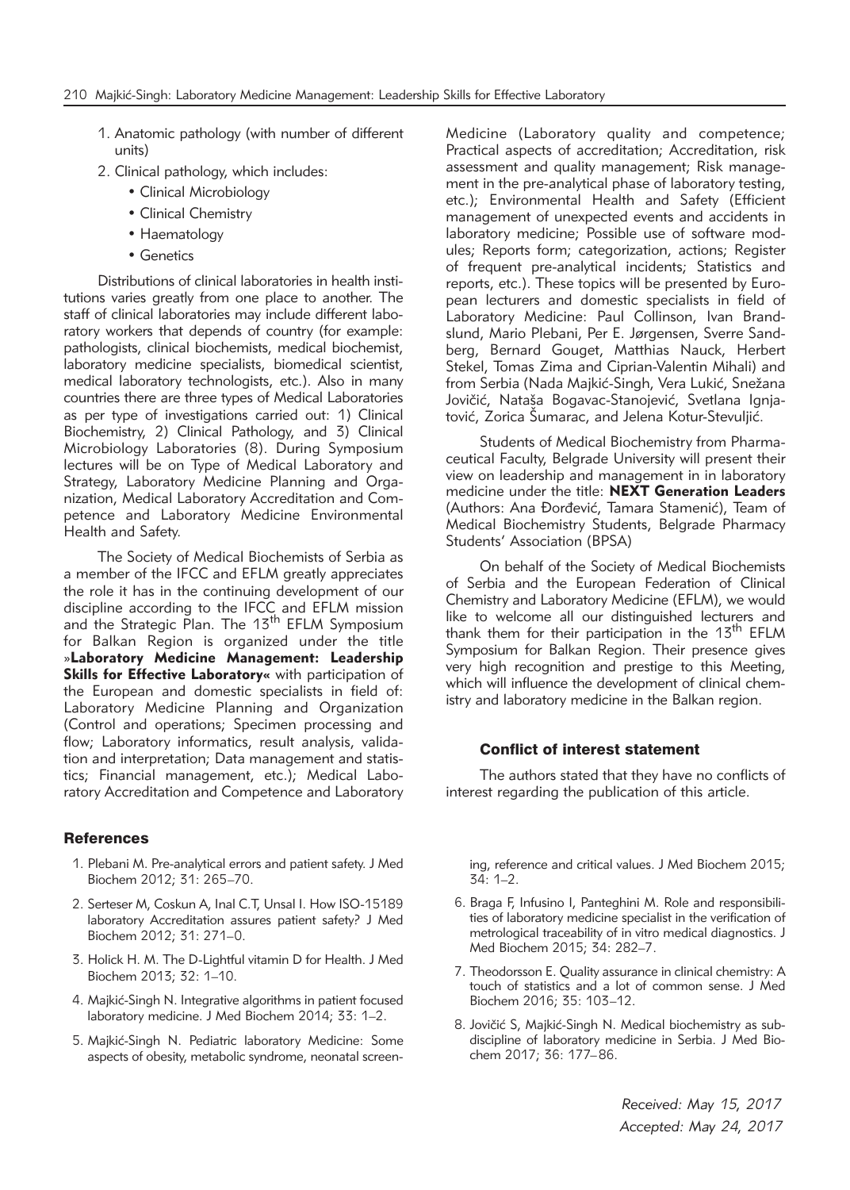1. Anatomic pathology (with number of different units)
2. Clinical pathology, which includes:
   - Clinical Microbiology
   - Clinical Chemistry
   - Haematology
   - Genetics

Distributions of clinical laboratories in health institutions varies greatly from one place to another. The staff of clinical laboratories may include different laboratory workers that depends of country (for example: pathologists, clinical biochemists, medical biochemist, laboratory medicine specialists, biomedical scientist, medical laboratory technologists, etc.). Also in many countries there are three types of Medical Laboratories as per type of investigations carried out: 1) Clinical Biochemistry, 2) Clinical Pathology, and 3) Clinical Microbiology Laboratories (8). During Symposium lectures will be on Type of Medical Laboratory and Strategy, Laboratory Medicine Planning and Organization, Medical Laboratory Accreditation and Competence and Laboratory Medicine Environmental Health and Safety.

The Society of Medical Biochemists of Serbia as a member of the IFCC and EFLM greatly appreciates the role it has in the continuing development of our discipline according to the IFCC and EFLM mission and the Strategic Plan. The 13th EFLM Symposium for Balkan Region is organized under the title »**Laboratory Medicine Management: Leadership Skills for Effective Laboratory**« with participation of the European and domestic specialists in field of: Laboratory Medicine Planning and Organization (Control and operations; Specimen processing and flow; Laboratory informatics, result analysis, validation and interpretation; Data management and statistics; Financial management, etc.); Medical Laboratory Accreditation and Competence and Laboratory Medicine (Laboratory quality and competence; Practical aspects of accreditation; Accreditation, risk assessment and quality management; Risk management in the pre-analytical phase of laboratory testing, etc.); Environmental Health and Safety (Efficient management of unexpected events and accidents in laboratory medicine; Possible use of software modules; Reports form; categorization, actions; Register of frequent pre-analytical incidents; Statistics and reports, etc.). These topics will be presented by European lecturers and domestic specialists in field of Laboratory Medicine: Paul Collinson, Ivan Brandslund, Mario Plebani, Per E. Jørgensen, Sverre Sandberg, Bernard Gouget, Matthias Nauck, Herbert Stekel, Tomas Zima and Ciprian-Valentin Mihali) and from Serbia (Nada Majkić-Singh, Vera Lukić, Snežana Jovičić, Nataša Bogavac-Stanojević, Svetlana Ignjatović, Zorica Šumarac, and Jelena Kotur-Stevuljić.

Students of Medical Biochemistry from Pharmaceutical Faculty, Belgrade University will present their view on leadership and management in in laboratory medicine under the title: **NEXT Generation Leaders** (Authors: Ana Đorđević, Tamara Stamenić), Team of Medical Biochemistry Students, Belgrade Pharmacy Students' Association (BPSA)

On behalf of the Society of Medical Biochemists of Serbia and the European Federation of Clinical Chemistry and Laboratory Medicine (EFLM), we would like to welcome all our distinguished lecturers and thank them for their participation in the 13th EFLM Symposium for Balkan Region. Their presence gives very high recognition and prestige to this Meeting, which will influence the development of clinical chemistry and laboratory medicine in the Balkan region.

### Conflict of interest statement

The authors stated that they have no conflicts of interest regarding the publication of this article.

## References

1. Plebani M. Pre-analytical errors and patient safety. J Med Biochem 2012; 31: 265–70.
2. Serteser M, Coskun A, Inal C.T, Unsal I. How ISO-15189 laboratory Accreditation assures patient safety? J Med Biochem 2012; 31: 271–0.
3. Holick H. M. The D-Lightful vitamin D for Health. J Med Biochem 2013; 32: 1–10.
4. Majkić-Singh N. Integrative algorithms in patient focused laboratory medicine. J Med Biochem 2014; 33: 1–2.
5. Majkić-Singh N. Pediatric laboratory Medicine: Some aspects of obesity, metabolic syndrome, neonatal screening, reference and critical values. J Med Biochem 2015; 34: 1–2.
6. Braga F, Infusino I, Panteghini M. Role and responsibilities of laboratory medicine specialist in the verification of metrological traceability of in vitro medical diagnostics. J Med Biochem 2015; 34: 282–7.
7. Theodorsson E. Quality assurance in clinical chemistry: A touch of statistics and a lot of common sense. J Med Biochem 2016; 35: 103–12.
8. Jovičić S, Majkić-Singh N. Medical biochemistry as subdiscipline of laboratory medicine in Serbia. J Med Biochem 2017; 36: 177–86.

*Received: May 15, 2017*
*Accepted: May 24, 2017*